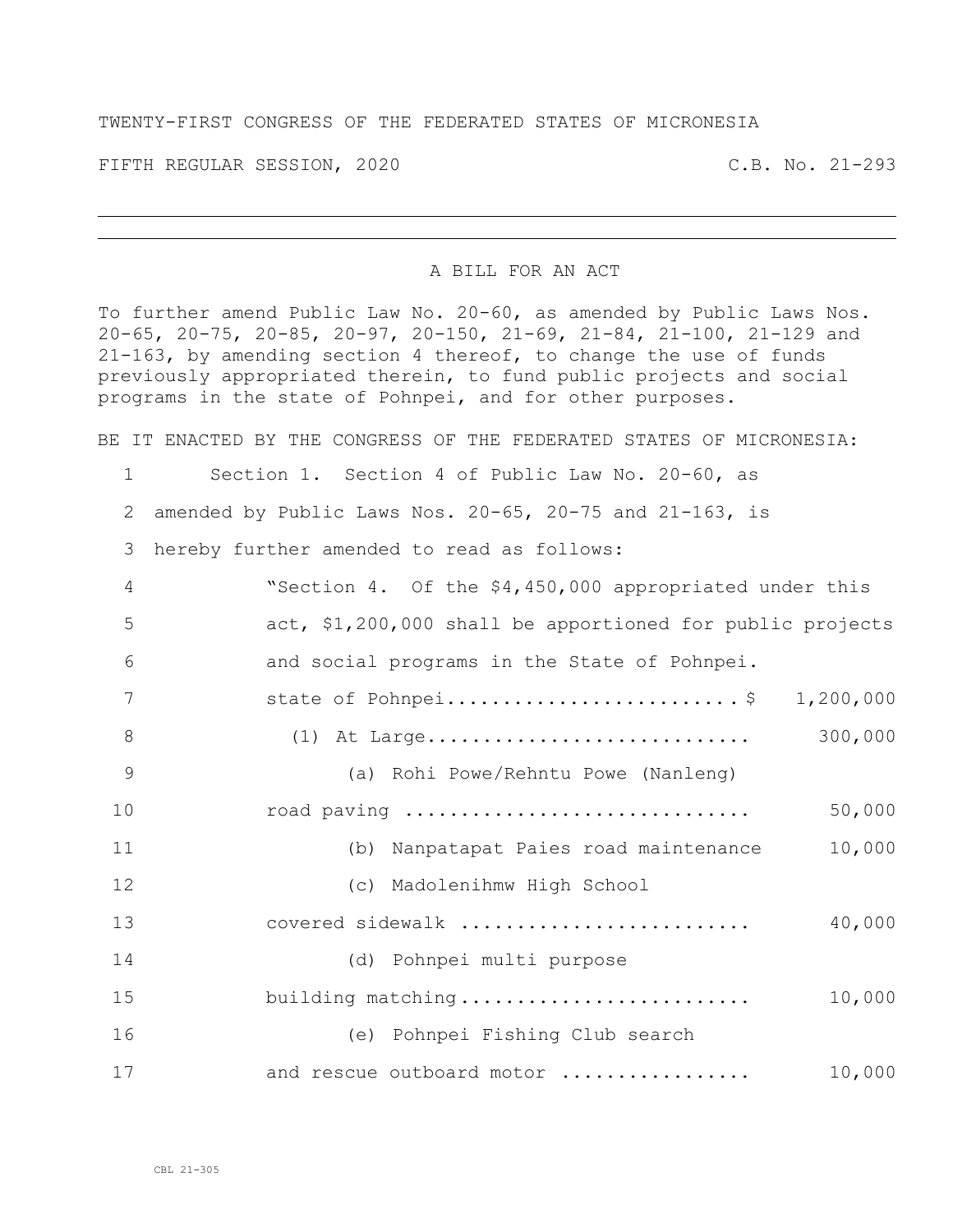TWENTY-FIRST CONGRESS OF THE FEDERATED STATES OF MICRONESIA

FIFTH REGULAR SESSION, 2020 C.B. No. 21-293

A BILL FOR AN ACT

To further amend Public Law No. 20-60, as amended by Public Laws Nos. 20-65, 20-75, 20-85, 20-97, 20-150, 21-69, 21-84, 21-100, 21-129 and 21-163, by amending section 4 thereof, to change the use of funds previously appropriated therein, to fund public projects and social programs in the state of Pohnpei, and for other purposes.

BE IT ENACTED BY THE CONGRESS OF THE FEDERATED STATES OF MICRONESIA:

1 Section 1. Section 4 of Public Law No. 20-60, as
2 amended by Public Laws Nos. 20-65, 20-75 and 21-163, is
3 hereby further amended to read as follows:

4 "Section 4. Of the $4,450,000 appropriated under this
5 act, $1,200,000 shall be apportioned for public projects
6 and social programs in the State of Pohnpei.

7 state of Pohnpei.......................... $ 1,200,000
8 (1) At Large............................. 300,000
9 (a) Rohi Powe/Rehntu Powe (Nanleng)
10 road paving .............................. 50,000
11 (b) Nanpatapat Paies road maintenance 10,000
12 (c) Madolenihmw High School
13 covered sidewalk .......................... 40,000
14 (d) Pohnpei multi purpose
15 building matching.......................... 10,000
16 (e) Pohnpei Fishing Club search
17 and rescue outboard motor ................. 10,000

CBL 21-305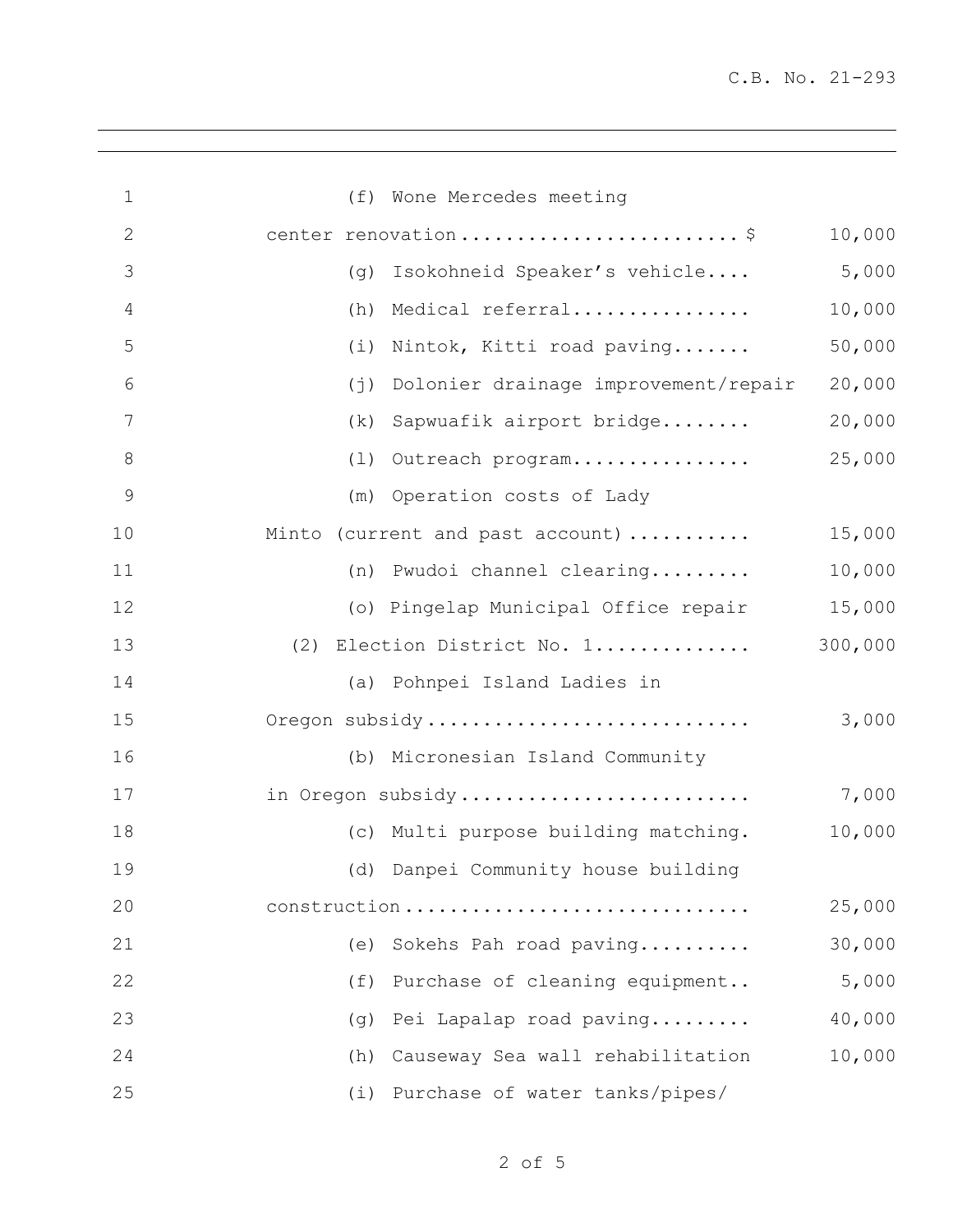(f) Wone Mercedes meeting center renovation........................ $ 10,000

(g) Isokohneid Speaker's vehicle.... 5,000

(h) Medical referral................ 10,000

(i) Nintok, Kitti road paving....... 50,000

(j) Dolonier drainage improvement/repair 20,000

(k) Sapwuafik airport bridge........ 20,000

(l) Outreach program................ 25,000

(m) Operation costs of Lady Minto (current and past account)........... 15,000

(n) Pwudoi channel clearing......... 10,000

(o) Pingelap Municipal Office repair 15,000

(2) Election District No. 1.............. 300,000

(a) Pohnpei Island Ladies in Oregon subsidy............................ 3,000

(b) Micronesian Island Community in Oregon subsidy......................... 7,000

(c) Multi purpose building matching. 10,000

(d) Danpei Community house building construction.............................. 25,000

(e) Sokehs Pah road paving.......... 30,000

(f) Purchase of cleaning equipment.. 5,000

(g) Pei Lapalap road paving......... 40,000

(h) Causeway Sea wall rehabilitation 10,000

(i) Purchase of water tanks/pipes/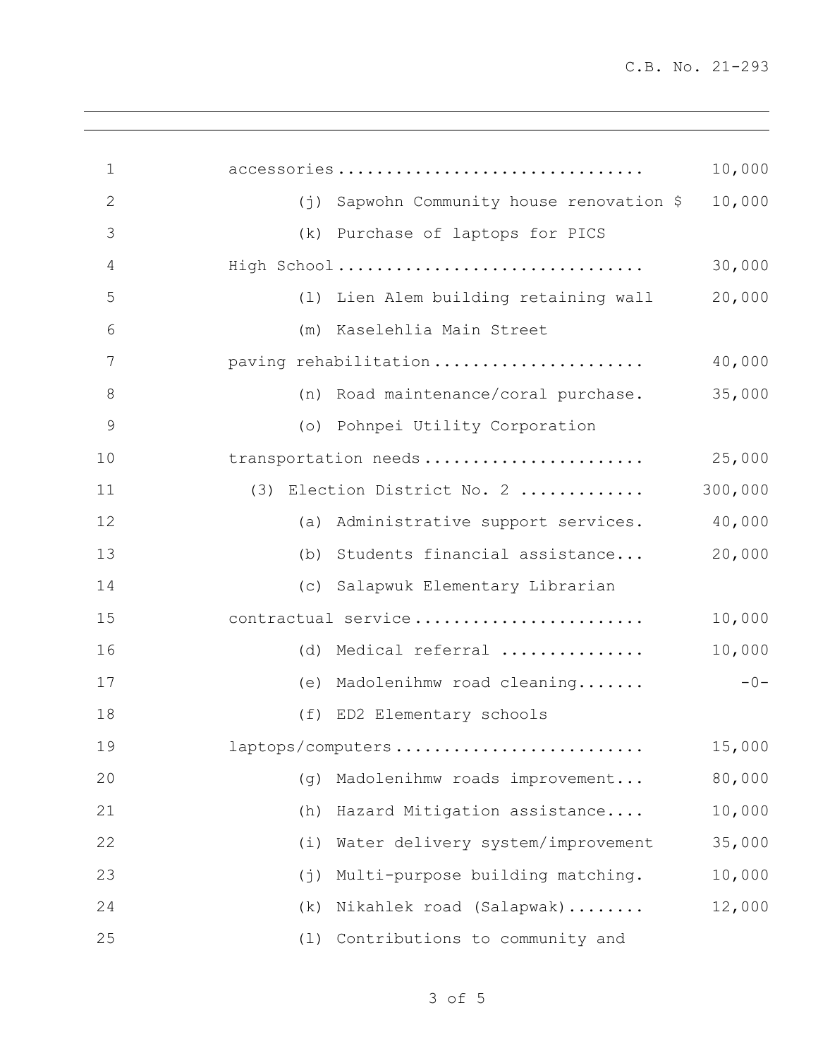accessories................................ 10,000

(j) Sapwohn Community house renovation $ 10,000

(k) Purchase of laptops for PICS High School................................ 30,000

(l) Lien Alem building retaining wall 20,000

(m) Kaselehlia Main Street paving rehabilitation...................... 40,000

(n) Road maintenance/coral purchase. 35,000

(o) Pohnpei Utility Corporation transportation needs....................... 25,000

(3) Election District No. 2 ............ 300,000

(a) Administrative support services. 40,000

(b) Students financial assistance... 20,000

(c) Salapwuk Elementary Librarian contractual service........................ 10,000

(d) Medical referral ............... 10,000

(e) Madolenihmw road cleaning....... -0-

(f) ED2 Elementary schools laptops/computers.......................... 15,000

(g) Madolenihmw roads improvement... 80,000

(h) Hazard Mitigation assistance.... 10,000

(i) Water delivery system/improvement 35,000

(j) Multi-purpose building matching. 10,000

(k) Nikahlek road (Salapwak)........ 12,000

(l) Contributions to community and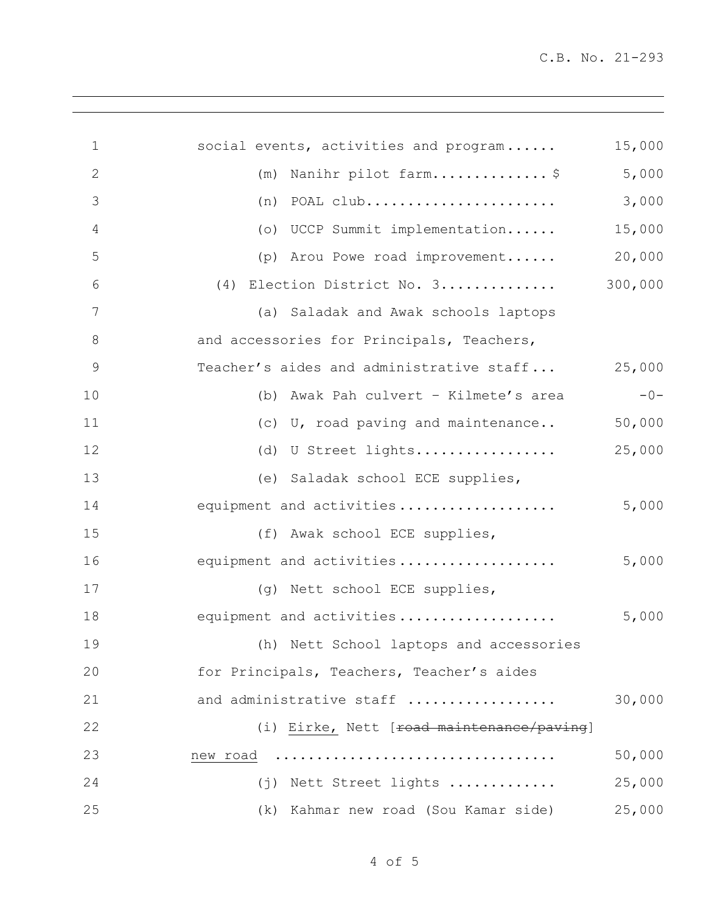social events, activities and program...... 15,000

(m) Nanihr pilot farm..............$ 5,000

(n) POAL club....................... 3,000

(o) UCCP Summit implementation...... 15,000

(p) Arou Powe road improvement...... 20,000

(4) Election District No. 3.............. 300,000

(a) Saladak and Awak schools laptops and accessories for Principals, Teachers, Teacher's aides and administrative staff... 25,000

(b) Awak Pah culvert – Kilmete's area -0-

(c) U, road paving and maintenance.. 50,000

(d) U Street lights................. 25,000

(e) Saladak school ECE supplies, equipment and activities.................. 5,000

(f) Awak school ECE supplies, equipment and activities.................. 5,000

(g) Nett school ECE supplies, equipment and activities.................. 5,000

(h) Nett School laptops and accessories for Principals, Teachers, Teacher's aides and administrative staff ................. 30,000

(i) <u>Eirke,</u> Nett [~~road maintenance/paving~~] <u>new road</u> ................................. 50,000

(j) Nett Street lights ............ 25,000

(k) Kahmar new road (Sou Kamar side) 25,000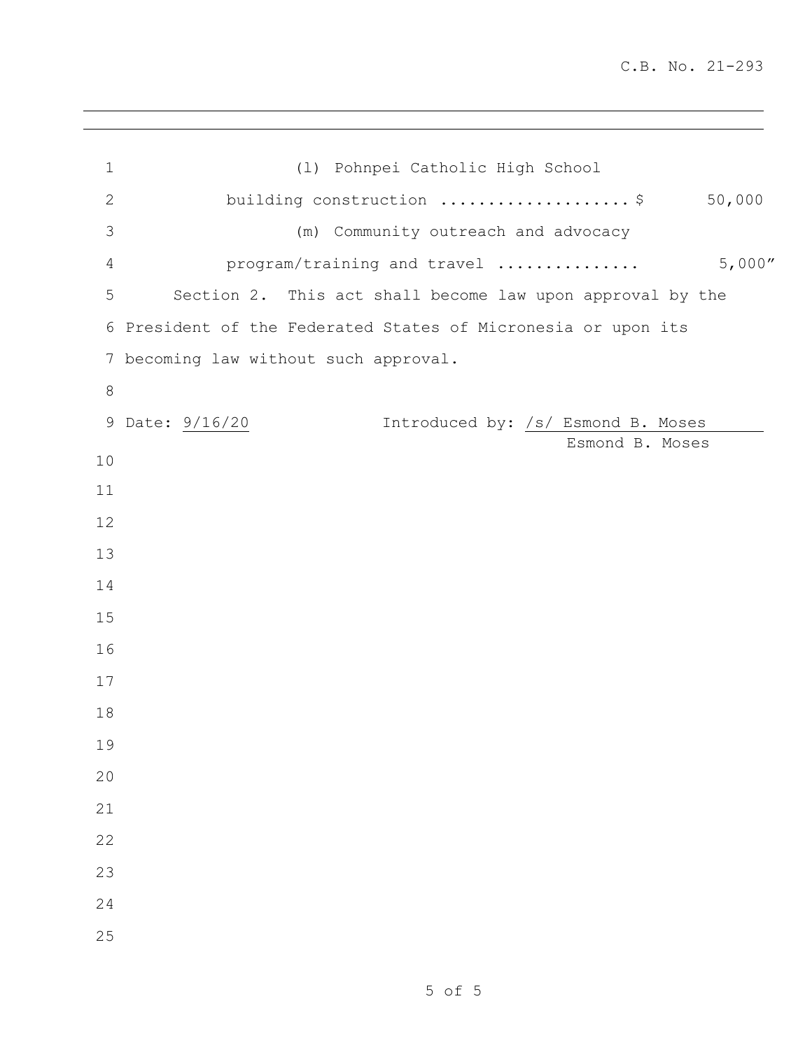(l) Pohnpei Catholic High School
building construction .................... $ 50,000

(m) Community outreach and advocacy
program/training and travel ............... 5,000"

Section 2. This act shall become law upon approval by the President of the Federated States of Micronesia or upon its becoming law without such approval.

Date: 9/16/20

Introduced by: /s/ Esmond B. Moses
Esmond B. Moses